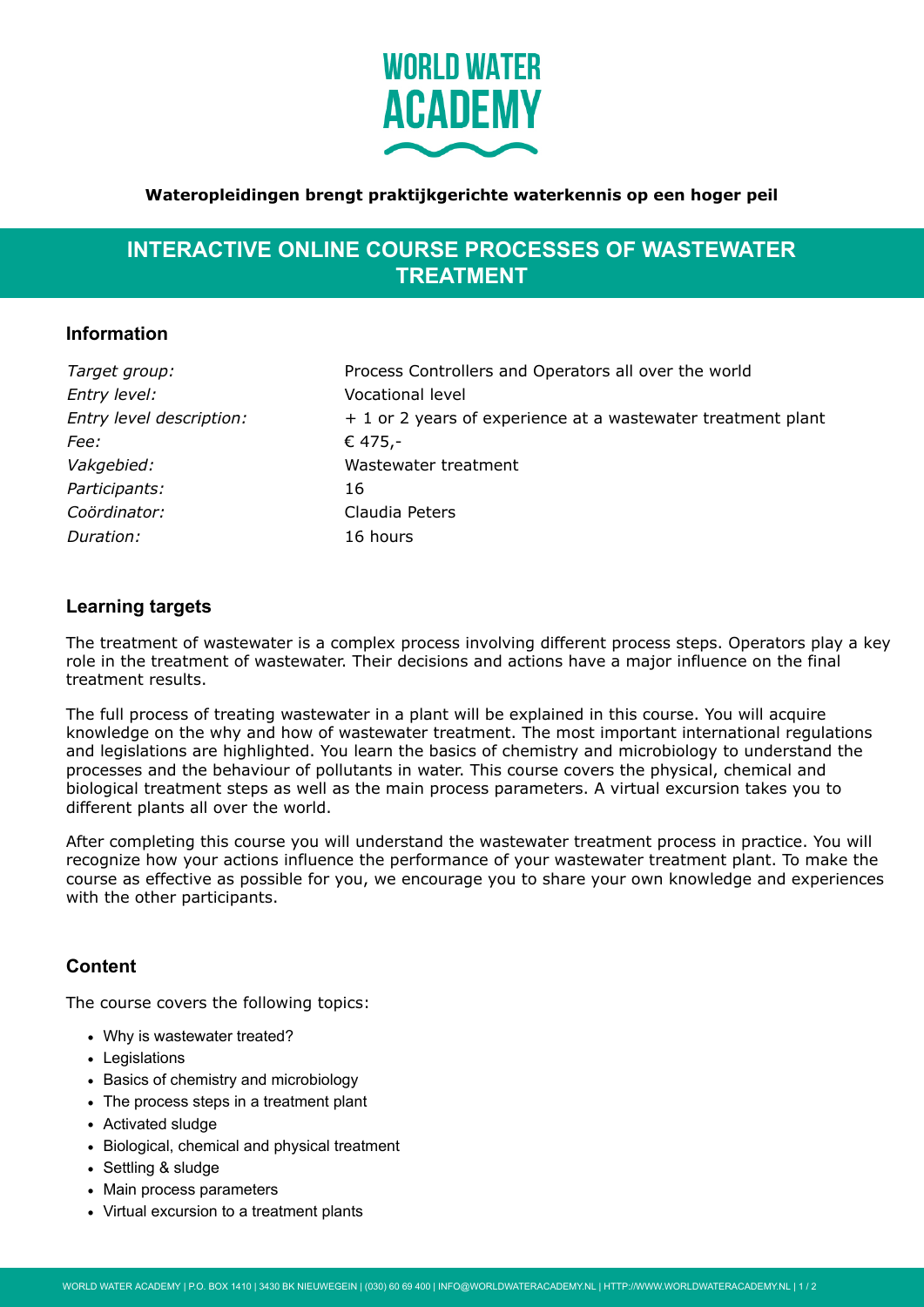# WORLD WATER ACADEMY

**Wateropleidingen brengt praktijkgerichte waterkennis op een hoger peil**

## INTERACTIVE ONLINE COURSE PROCESSES OF WASTEWATER TREATMENT

### Information

| | |
|---|---|
| *Target group:* | Process Controllers and Operators all over the world |
| *Entry level:* | Vocational level |
| *Entry level description:* | + 1 or 2 years of experience at a wastewater treatment plant |
| *Fee:* | € 475,- |
| *Vakgebied:* | Wastewater treatment |
| *Participants:* | 16 |
| *Coördinator:* | Claudia Peters |
| *Duration:* | 16 hours |

### Learning targets

The treatment of wastewater is a complex process involving different process steps. Operators play a key role in the treatment of wastewater. Their decisions and actions have a major influence on the final treatment results.

The full process of treating wastewater in a plant will be explained in this course. You will acquire knowledge on the why and how of wastewater treatment. The most important international regulations and legislations are highlighted. You learn the basics of chemistry and microbiology to understand the processes and the behaviour of pollutants in water. This course covers the physical, chemical and biological treatment steps as well as the main process parameters. A virtual excursion takes you to different plants all over the world.

After completing this course you will understand the wastewater treatment process in practice. You will recognize how your actions influence the performance of your wastewater treatment plant. To make the course as effective as possible for you, we encourage you to share your own knowledge and experiences with the other participants.

### Content

The course covers the following topics:

- Why is wastewater treated?
- Legislations
- Basics of chemistry and microbiology
- The process steps in a treatment plant
- Activated sludge
- Biological, chemical and physical treatment
- Settling & sludge
- Main process parameters
- Virtual excursion to a treatment plants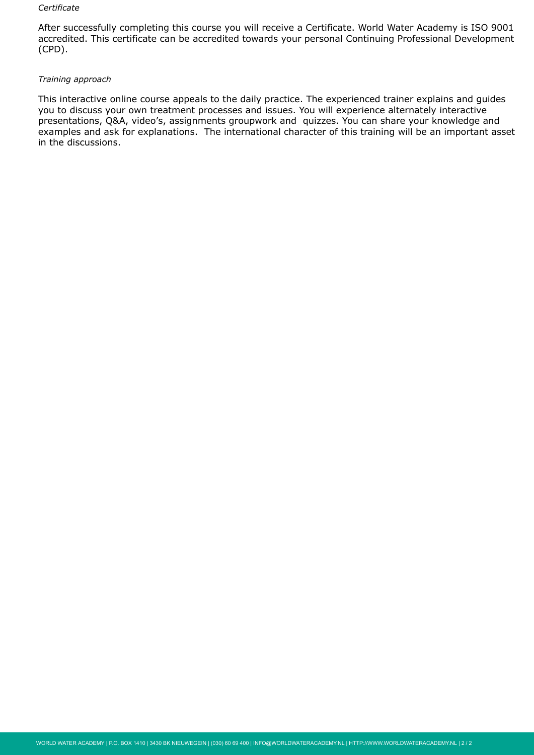*Certificate*

After successfully completing this course you will receive a Certificate. World Water Academy is ISO 9001 accredited. This certificate can be accredited towards your personal Continuing Professional Development (CPD).

*Training approach*

This interactive online course appeals to the daily practice. The experienced trainer explains and guides you to discuss your own treatment processes and issues. You will experience alternately interactive presentations, Q&A, video's, assignments groupwork and quizzes. You can share your knowledge and examples and ask for explanations. The international character of this training will be an important asset in the discussions.